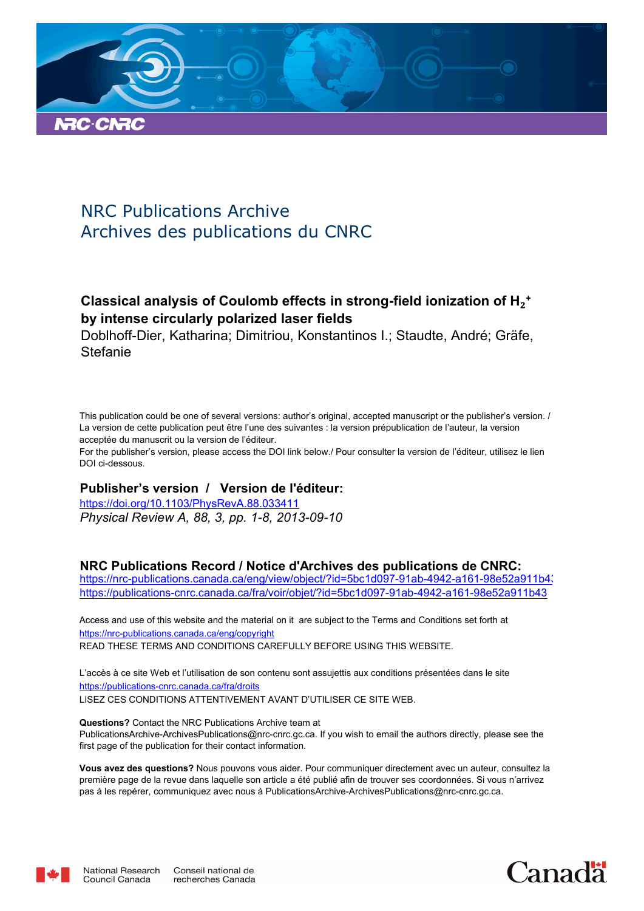NRC Publications Archive
Archives des publications du CNRC

**Classical analysis of Coulomb effects in strong-field ionization of $H_2^+$ by intense circularly polarized laser fields**
Doblhoff-Dier, Katharina; Dimitriou, Konstantinos I.; Staudte, André; Gräfe, Stefanie

This publication could be one of several versions: author's original, accepted manuscript or the publisher's version. / La version de cette publication peut être l'une des suivantes : la version prépublication de l'auteur, la version acceptée du manuscrit ou la version de l'éditeur.

For the publisher's version, please access the DOI link below./ Pour consulter la version de l'éditeur, utilisez le lien DOI ci-dessous.

**Publisher's version / Version de l'éditeur:**

https://doi.org/10.1103/PhysRevA.88.033411

*Physical Review A, 88, 3, pp. 1-8, 2013-09-10*

**NRC Publications Record / Notice d'Archives des publications de CNRC:**

https://nrc-publications.canada.ca/eng/view/object/?id=5bc1d097-91ab-4942-a161-98e52a911b43
https://publications-cnrc.canada.ca/fra/voir/objet/?id=5bc1d097-91ab-4942-a161-98e52a911b43

Access and use of this website and the material on it are subject to the Terms and Conditions set forth at https://nrc-publications.canada.ca/eng/copyright
READ THESE TERMS AND CONDITIONS CAREFULLY BEFORE USING THIS WEBSITE.

L'accès à ce site Web et l'utilisation de son contenu sont assujettis aux conditions présentées dans le site https://publications-cnrc.canada.ca/fra/droits
LISEZ CES CONDITIONS ATTENTIVEMENT AVANT D'UTILISER CE SITE WEB.

**Questions?** Contact the NRC Publications Archive team at PublicationsArchive-ArchivesPublications@nrc-cnrc.gc.ca. If you wish to email the authors directly, please see the first page of the publication for their contact information.

**Vous avez des questions?** Nous pouvons vous aider. Pour communiquer directement avec un auteur, consultez la première page de la revue dans laquelle son article a été publié afin de trouver ses coordonnées. Si vous n'arrivez pas à les repérer, communiquez avec nous à PublicationsArchive-ArchivesPublications@nrc-cnrc.gc.ca.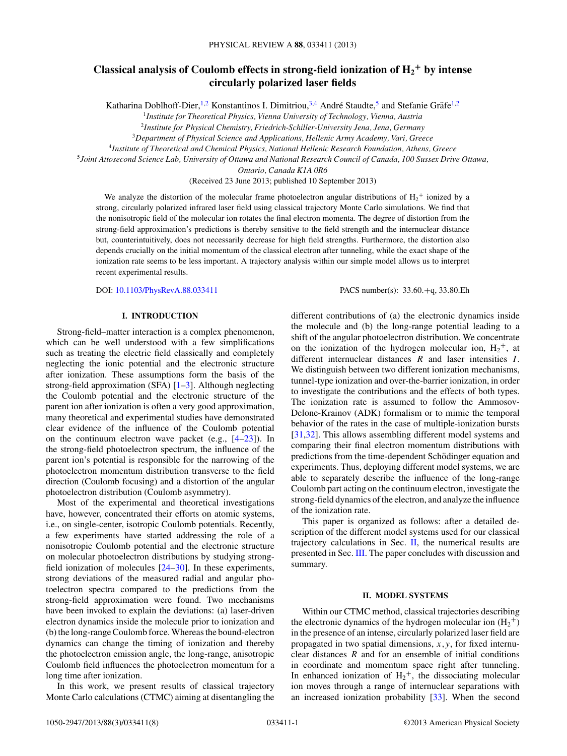# Classical analysis of Coulomb effects in strong-field ionization of $H_2^+$ by intense circularly polarized laser fields

Katharina Doblhoff-Dier,[1,2] Konstantinos I. Dimitriou,[3,4] André Staudte,[5] and Stefanie Gräfe[1,2]

[1]*Institute for Theoretical Physics, Vienna University of Technology, Vienna, Austria*

[2]*Institute for Physical Chemistry, Friedrich-Schiller-University Jena, Jena, Germany*

[3]*Department of Physical Science and Applications, Hellenic Army Academy, Vari, Greece*

[4]*Institute of Theoretical and Chemical Physics, National Hellenic Research Foundation, Athens, Greece*

[5]*Joint Attosecond Science Lab, University of Ottawa and National Research Council of Canada, 100 Sussex Drive Ottawa, Ontario, Canada K1A 0R6*

(Received 23 June 2013; published 10 September 2013)

We analyze the distortion of the molecular frame photoelectron angular distributions of $H_2^+$ ionized by a strong, circularly polarized infrared laser field using classical trajectory Monte Carlo simulations. We find that the nonisotropic field of the molecular ion rotates the final electron momenta. The degree of distortion from the strong-field approximation's predictions is thereby sensitive to the field strength and the internuclear distance but, counterintuitively, does not necessarily decrease for high field strengths. Furthermore, the distortion also depends crucially on the initial momentum of the classical electron after tunneling, while the exact shape of the ionization rate seems to be less important. A trajectory analysis within our simple model allows us to interpret recent experimental results.

DOI: 10.1103/PhysRevA.88.033411 PACS number(s): 33.60.+q, 33.80.Eh

## I. INTRODUCTION

Strong-field–matter interaction is a complex phenomenon, which can be well understood with a few simplifications such as treating the electric field classically and completely neglecting the ionic potential and the electronic structure after ionization. These assumptions form the basis of the strong-field approximation (SFA) [1–3]. Although neglecting the Coulomb potential and the electronic structure of the parent ion after ionization is often a very good approximation, many theoretical and experimental studies have demonstrated clear evidence of the influence of the Coulomb potential on the continuum electron wave packet (e.g., [4–23]). In the strong-field photoelectron spectrum, the influence of the parent ion's potential is responsible for the narrowing of the photoelectron momentum distribution transverse to the field direction (Coulomb focusing) and a distortion of the angular photoelectron distribution (Coulomb asymmetry).

Most of the experimental and theoretical investigations have, however, concentrated their efforts on atomic systems, i.e., on single-center, isotropic Coulomb potentials. Recently, a few experiments have started addressing the role of a nonisotropic Coulomb potential and the electronic structure on molecular photoelectron distributions by studying strong-field ionization of molecules [24–30]. In these experiments, strong deviations of the measured radial and angular photoelectron spectra compared to the predictions from the strong-field approximation were found. Two mechanisms have been invoked to explain the deviations: (a) laser-driven electron dynamics inside the molecule prior to ionization and (b) the long-range Coulomb force. Whereas the bound-electron dynamics can change the timing of ionization and thereby the photoelectron emission angle, the long-range, anisotropic Coulomb field influences the photoelectron momentum for a long time after ionization.

In this work, we present results of classical trajectory Monte Carlo calculations (CTMC) aiming at disentangling the different contributions of (a) the electronic dynamics inside the molecule and (b) the long-range potential leading to a shift of the angular photoelectron distribution. We concentrate on the ionization of the hydrogen molecular ion, $H_2^+$, at different internuclear distances $R$ and laser intensities $I$. We distinguish between two different ionization mechanisms, tunnel-type ionization and over-the-barrier ionization, in order to investigate the contributions and the effects of both types. The ionization rate is assumed to follow the Ammosov-Delone-Krainov (ADK) formalism or to mimic the temporal behavior of the rates in the case of multiple-ionization bursts [31,32]. This allows assembling different model systems and comparing their final electron momentum distributions with predictions from the time-dependent Schrödinger equation and experiments. Thus, deploying different model systems, we are able to separately describe the influence of the long-range Coulomb part acting on the continuum electron, investigate the strong-field dynamics of the electron, and analyze the influence of the ionization rate.

This paper is organized as follows: after a detailed description of the different model systems used for our classical trajectory calculations in Sec. II, the numerical results are presented in Sec. III. The paper concludes with discussion and summary.

## II. MODEL SYSTEMS

Within our CTMC method, classical trajectories describing the electronic dynamics of the hydrogen molecular ion ($H_2^+$) in the presence of an intense, circularly polarized laser field are propagated in two spatial dimensions, $x, y$, for fixed internuclear distances $R$ and for an ensemble of initial conditions in coordinate and momentum space right after tunneling. In enhanced ionization of $H_2^+$, the dissociating molecular ion moves through a range of internuclear separations with an increased ionization probability [33]. When the second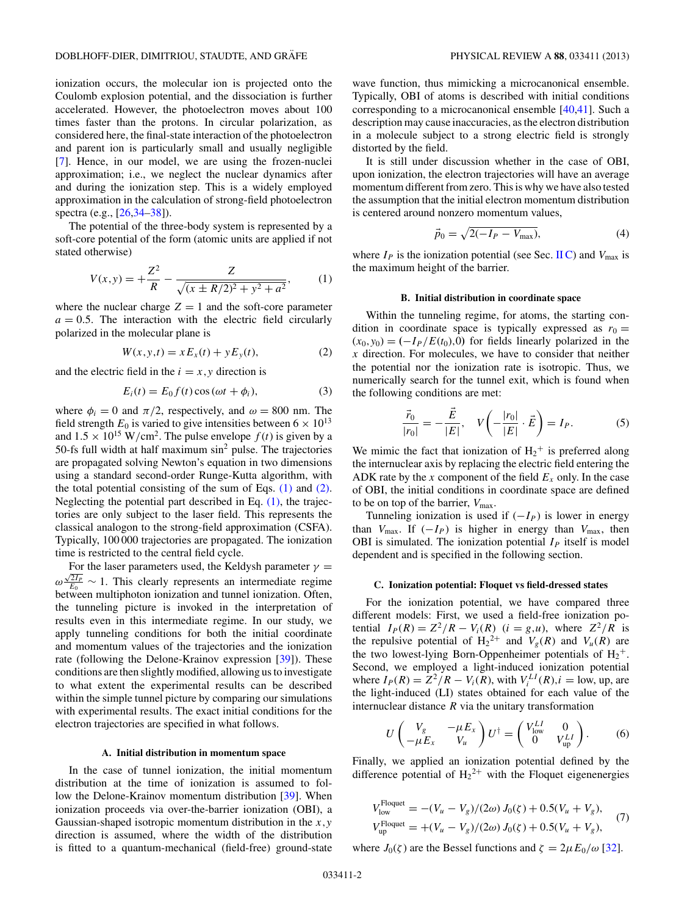ionization occurs, the molecular ion is projected onto the Coulomb explosion potential, and the dissociation is further accelerated. However, the photoelectron moves about 100 times faster than the protons. In circular polarization, as considered here, the final-state interaction of the photoelectron and parent ion is particularly small and usually negligible [7]. Hence, in our model, we are using the frozen-nuclei approximation; i.e., we neglect the nuclear dynamics after and during the ionization step. This is a widely employed approximation in the calculation of strong-field photoelectron spectra (e.g., [26,34–38]).

The potential of the three-body system is represented by a soft-core potential of the form (atomic units are applied if not stated otherwise)

$$V(x,y) = +\frac{Z^2}{R} - \frac{Z}{\sqrt{(x \pm R/2)^2 + y^2 + a^2}}, \tag{1}$$

where the nuclear charge $Z = 1$ and the soft-core parameter $a = 0.5$. The interaction with the electric field circularly polarized in the molecular plane is

$$W(x,y,t) = x E_x(t) + y E_y(t), \tag{2}$$

and the electric field in the $i = x,y$ direction is

$$E_i(t) = E_0 f(t) \cos(\omega t + \phi_i), \tag{3}$$

where $\phi_i = 0$ and $\pi/2$, respectively, and $\omega = 800$ nm. The field strength $E_0$ is varied to give intensities between $6 \times 10^{13}$ and $1.5 \times 10^{15}$ W/cm$^2$. The pulse envelope $f(t)$ is given by a 50-fs full width at half maximum $\sin^2$ pulse. The trajectories are propagated solving Newton's equation in two dimensions using a standard second-order Runge-Kutta algorithm, with the total potential consisting of the sum of Eqs. (1) and (2). Neglecting the potential part described in Eq. (1), the trajectories are only subject to the laser field. This represents the classical analogon to the strong-field approximation (CSFA). Typically, 100 000 trajectories are propagated. The ionization time is restricted to the central field cycle.

For the laser parameters used, the Keldysh parameter $\gamma = \omega\frac{\sqrt{2I_P}}{E_0} \sim 1$. This clearly represents an intermediate regime between multiphoton ionization and tunnel ionization. Often, the tunneling picture is invoked in the interpretation of results even in this intermediate regime. In our study, we apply tunneling conditions for both the initial coordinate and momentum values of the trajectories and the ionization rate (following the Delone-Krainov expression [39]). These conditions are then slightly modified, allowing us to investigate to what extent the experimental results can be described within the simple tunnel picture by comparing our simulations with experimental results. The exact initial conditions for the electron trajectories are specified in what follows.

### A. Initial distribution in momentum space

In the case of tunnel ionization, the initial momentum distribution at the time of ionization is assumed to follow the Delone-Krainov momentum distribution [39]. When ionization proceeds via over-the-barrier ionization (OBI), a Gaussian-shaped isotropic momentum distribution in the $x,y$ direction is assumed, where the width of the distribution is fitted to a quantum-mechanical (field-free) ground-state wave function, thus mimicking a microcanonical ensemble. Typically, OBI of atoms is described with initial conditions corresponding to a microcanonical ensemble [40,41]. Such a description may cause inaccuracies, as the electron distribution in a molecule subject to a strong electric field is strongly distorted by the field.

It is still under discussion whether in the case of OBI, upon ionization, the electron trajectories will have an average momentum different from zero. This is why we have also tested the assumption that the initial electron momentum distribution is centered around nonzero momentum values,

$$\vec{p}_0 = \sqrt{2(-I_P - V_{\max})}, \tag{4}$$

where $I_P$ is the ionization potential (see Sec. II C) and $V_{\max}$ is the maximum height of the barrier.

### B. Initial distribution in coordinate space

Within the tunneling regime, for atoms, the starting condition in coordinate space is typically expressed as $r_0 = (x_0,y_0) = (-I_P/E(t_0),0)$ for fields linearly polarized in the $x$ direction. For molecules, we have to consider that neither the potential nor the ionization rate is isotropic. Thus, we numerically search for the tunnel exit, which is found when the following conditions are met:

$$\frac{\vec{r}_0}{|r_0|} = -\frac{\vec{E}}{|E|}, \quad V\left(-\frac{|r_0|}{|E|}\cdot\vec{E}\right) = I_P. \tag{5}$$

We mimic the fact that ionization of $H_2^+$ is preferred along the internuclear axis by replacing the electric field entering the ADK rate by the $x$ component of the field $E_x$ only. In the case of OBI, the initial conditions in coordinate space are defined to be on top of the barrier, $V_{\max}$.

Tunneling ionization is used if $(-I_P)$ is lower in energy than $V_{\max}$. If $(-I_P)$ is higher in energy than $V_{\max}$, then OBI is simulated. The ionization potential $I_P$ itself is model dependent and is specified in the following section.

### C. Ionization potential: Floquet vs field-dressed states

For the ionization potential, we have compared three different models: First, we used a field-free ionization potential $I_P(R) = Z^2/R - V_i(R)$ $(i = g,u)$, where $Z^2/R$ is the repulsive potential of $H_2^{2+}$ and $V_g(R)$ and $V_u(R)$ are the two lowest-lying Born-Oppenheimer potentials of $H_2^+$. Second, we employed a light-induced ionization potential where $I_P(R) = Z^2/R - V_i(R)$, with $V_i^{LI}(R), i = \text{low, up}$, are the light-induced (LI) states obtained for each value of the internuclear distance $R$ via the unitary transformation

$$U\begin{pmatrix} V_g & -\mu E_x \\ -\mu E_x & V_u \end{pmatrix} U^\dagger = \begin{pmatrix} V_{\text{low}}^{LI} & 0 \\ 0 & V_{\text{up}}^{LI} \end{pmatrix}. \tag{6}$$

Finally, we applied an ionization potential defined by the difference potential of $H_2^{2+}$ with the Floquet eigenenergies

$$\begin{aligned} V_{\text{low}}^{\text{Floquet}} &= -(V_u - V_g)/(2\omega)\, J_0(\zeta) + 0.5(V_u + V_g), \\ V_{\text{up}}^{\text{Floquet}} &= +(V_u - V_g)/(2\omega)\, J_0(\zeta) + 0.5(V_u + V_g), \end{aligned} \tag{7}$$

where $J_0(\zeta)$ are the Bessel functions and $\zeta = 2\mu E_0/\omega$ [32].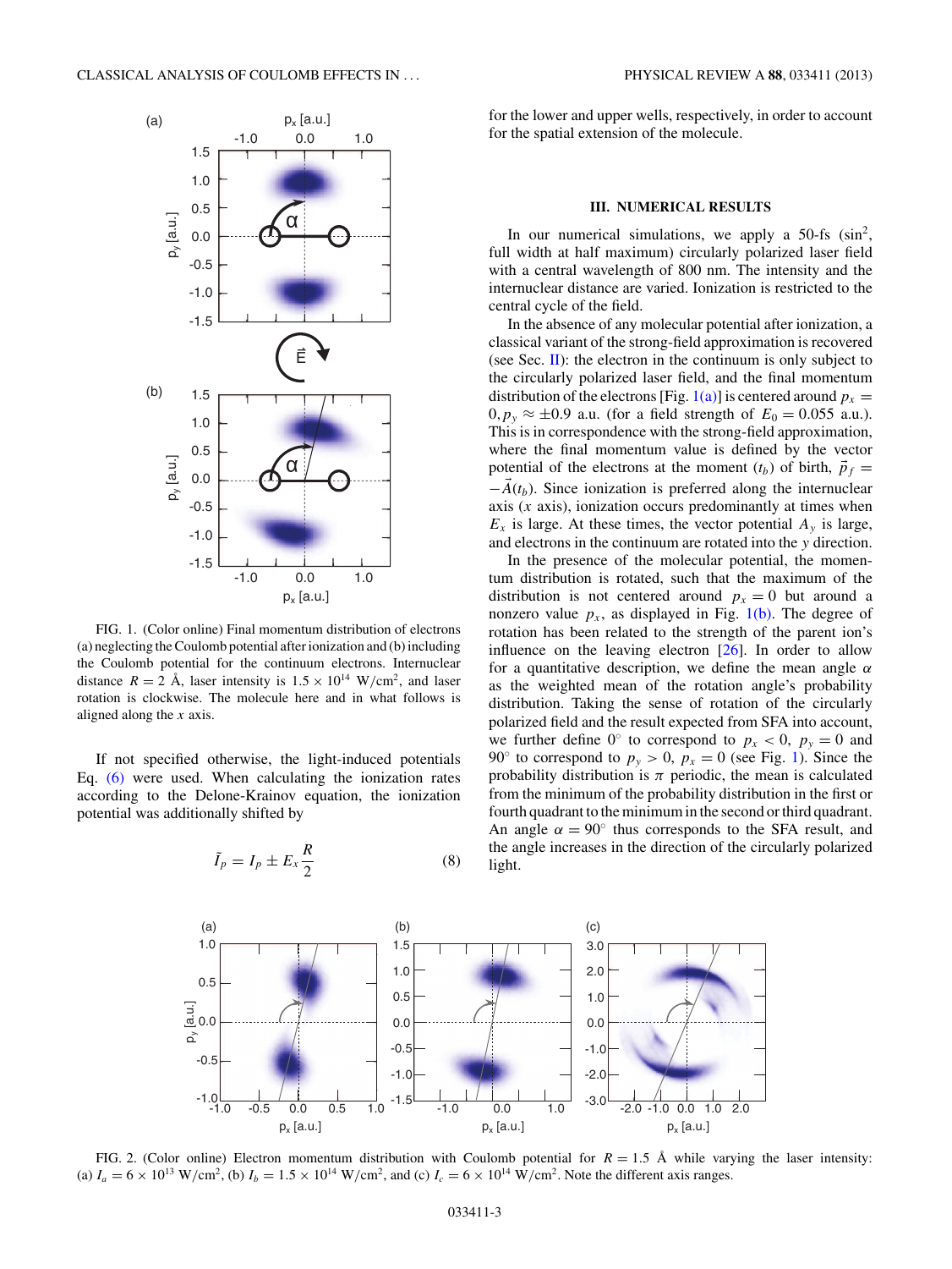FIG. 1. (Color online) Final momentum distribution of electrons (a) neglecting the Coulomb potential after ionization and (b) including the Coulomb potential for the continuum electrons. Internuclear distance $R = 2$ Å, laser intensity is $1.5 \times 10^{14}$ W/cm$^2$, and laser rotation is clockwise. The molecule here and in what follows is aligned along the $x$ axis.

If not specified otherwise, the light-induced potentials Eq. (6) were used. When calculating the ionization rates according to the Delone-Krainov equation, the ionization potential was additionally shifted by

$$\tilde{I}_p = I_p \pm E_x \frac{R}{2} \tag{8}$$

for the lower and upper wells, respectively, in order to account for the spatial extension of the molecule.

## III. NUMERICAL RESULTS

In our numerical simulations, we apply a 50-fs (sin$^2$, full width at half maximum) circularly polarized laser field with a central wavelength of 800 nm. The intensity and the internuclear distance are varied. Ionization is restricted to the central cycle of the field.

In the absence of any molecular potential after ionization, a classical variant of the strong-field approximation is recovered (see Sec. II): the electron in the continuum is only subject to the circularly polarized laser field, and the final momentum distribution of the electrons [Fig. 1(a)] is centered around $p_x = 0, p_y \approx \pm 0.9$ a.u. (for a field strength of $E_0 = 0.055$ a.u.). This is in correspondence with the strong-field approximation, where the final momentum value is defined by the vector potential of the electrons at the moment ($t_b$) of birth, $\vec{p}_f = -\vec{A}(t_b)$. Since ionization is preferred along the internuclear axis ($x$ axis), ionization occurs predominantly at times when $E_x$ is large. At these times, the vector potential $A_y$ is large, and electrons in the continuum are rotated into the $y$ direction.

In the presence of the molecular potential, the momentum distribution is rotated, such that the maximum of the distribution is not centered around $p_x = 0$ but around a nonzero value $p_x$, as displayed in Fig. 1(b). The degree of rotation has been related to the strength of the parent ion's influence on the leaving electron [26]. In order to allow for a quantitative description, we define the mean angle $\alpha$ as the weighted mean of the rotation angle's probability distribution. Taking the sense of rotation of the circularly polarized field and the result expected from SFA into account, we further define 0° to correspond to $p_x < 0$, $p_y = 0$ and 90° to correspond to $p_y > 0$, $p_x = 0$ (see Fig. 1). Since the probability distribution is $\pi$ periodic, the mean is calculated from the minimum of the probability distribution in the first or fourth quadrant to the minimum in the second or third quadrant. An angle $\alpha = 90°$ thus corresponds to the SFA result, and the angle increases in the direction of the circularly polarized light.

FIG. 2. (Color online) Electron momentum distribution with Coulomb potential for $R = 1.5$ Å while varying the laser intensity: (a) $I_a = 6 \times 10^{13}$ W/cm$^2$, (b) $I_b = 1.5 \times 10^{14}$ W/cm$^2$, and (c) $I_c = 6 \times 10^{14}$ W/cm$^2$. Note the different axis ranges.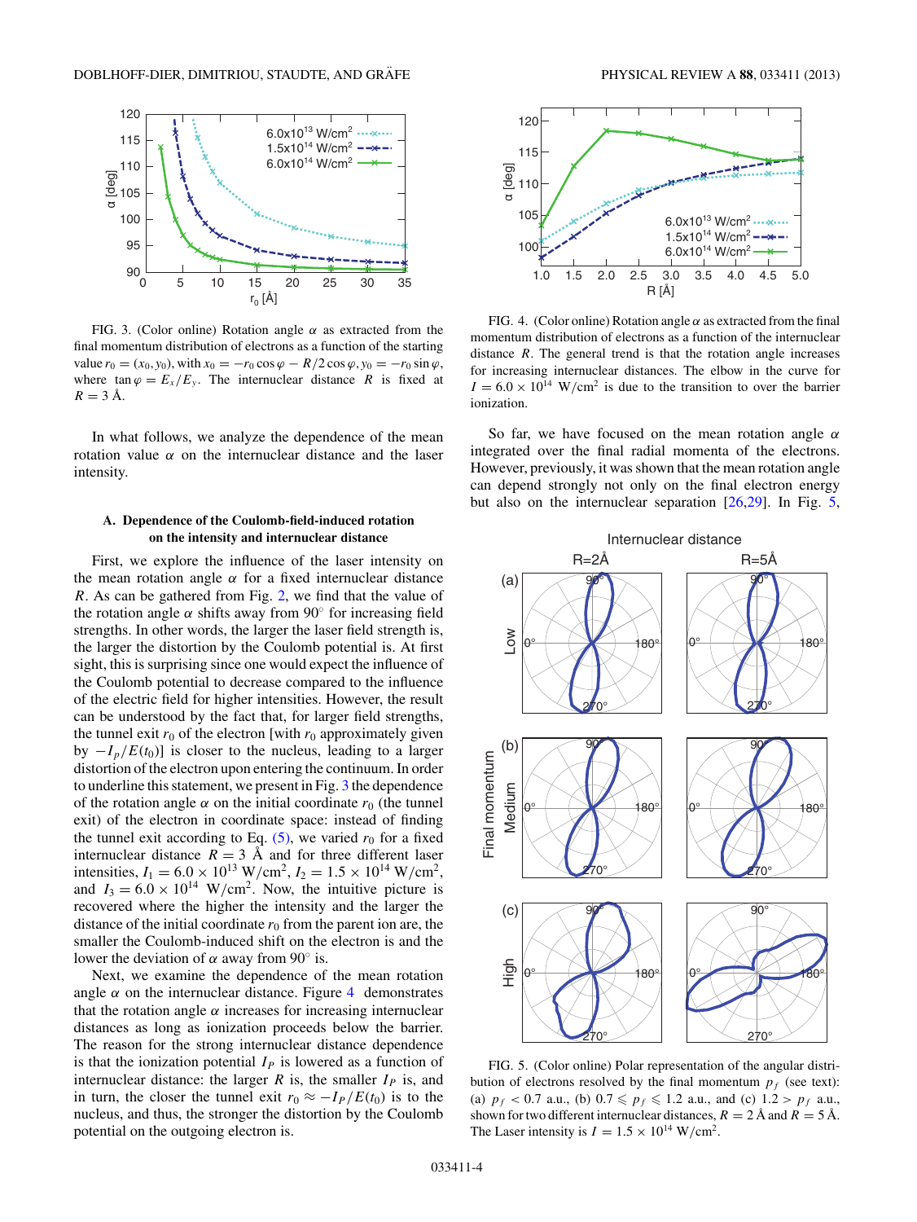FIG. 3. (Color online) Rotation angle $\alpha$ as extracted from the final momentum distribution of electrons as a function of the starting value $r_0 = (x_0, y_0)$, with $x_0 = -r_0 \cos\varphi - R/2 \cos\varphi, y_0 = -r_0 \sin\varphi$, where $\tan\varphi = E_x/E_y$. The internuclear distance $R$ is fixed at $R = 3$ Å.

In what follows, we analyze the dependence of the mean rotation value $\alpha$ on the internuclear distance and the laser intensity.

### A. Dependence of the Coulomb-field-induced rotation on the intensity and internuclear distance

First, we explore the influence of the laser intensity on the mean rotation angle $\alpha$ for a fixed internuclear distance $R$. As can be gathered from Fig. 2, we find that the value of the rotation angle $\alpha$ shifts away from 90° for increasing field strengths. In other words, the larger the laser field strength is, the larger the distortion by the Coulomb potential is. At first sight, this is surprising since one would expect the influence of the Coulomb potential to decrease compared to the influence of the electric field for higher intensities. However, the result can be understood by the fact that, for larger field strengths, the tunnel exit $r_0$ of the electron [with $r_0$ approximately given by $-I_p/E(t_0)$] is closer to the nucleus, leading to a larger distortion of the electron upon entering the continuum. In order to underline this statement, we present in Fig. 3 the dependence of the rotation angle $\alpha$ on the initial coordinate $r_0$ (the tunnel exit) of the electron in coordinate space: instead of finding the tunnel exit according to Eq. (5), we varied $r_0$ for a fixed internuclear distance $R = 3$ Å and for three different laser intensities, $I_1 = 6.0 \times 10^{13}$ W/cm$^2$, $I_2 = 1.5 \times 10^{14}$ W/cm$^2$, and $I_3 = 6.0 \times 10^{14}$ W/cm$^2$. Now, the intuitive picture is recovered where the higher the intensity and the larger the distance of the initial coordinate $r_0$ from the parent ion are, the smaller the Coulomb-induced shift on the electron is and the lower the deviation of $\alpha$ away from 90° is.

Next, we examine the dependence of the mean rotation angle $\alpha$ on the internuclear distance. Figure 4 demonstrates that the rotation angle $\alpha$ increases for increasing internuclear distances as long as ionization proceeds below the barrier. The reason for the strong internuclear distance dependence is that the ionization potential $I_P$ is lowered as a function of internuclear distance: the larger $R$ is, the smaller $I_P$ is, and in turn, the closer the tunnel exit $r_0 \approx -I_P/E(t_0)$ is to the nucleus, and thus, the stronger the distortion by the Coulomb potential on the outgoing electron is.

FIG. 4. (Color online) Rotation angle $\alpha$ as extracted from the final momentum distribution of electrons as a function of the internuclear distance $R$. The general trend is that the rotation angle increases for increasing internuclear distances. The elbow in the curve for $I = 6.0 \times 10^{14}$ W/cm$^2$ is due to the transition to over the barrier ionization.

So far, we have focused on the mean rotation angle $\alpha$ integrated over the final radial momenta of the electrons. However, previously, it was shown that the mean rotation angle can depend strongly not only on the final electron energy but also on the internuclear separation [26,29]. In Fig. 5,

FIG. 5. (Color online) Polar representation of the angular distribution of electrons resolved by the final momentum $p_f$ (see text): (a) $p_f < 0.7$ a.u., (b) $0.7 \leqslant p_f \leqslant 1.2$ a.u., and (c) $1.2 > p_f$ a.u., shown for two different internuclear distances, $R = 2$ Å and $R = 5$ Å. The Laser intensity is $I = 1.5 \times 10^{14}$ W/cm$^2$.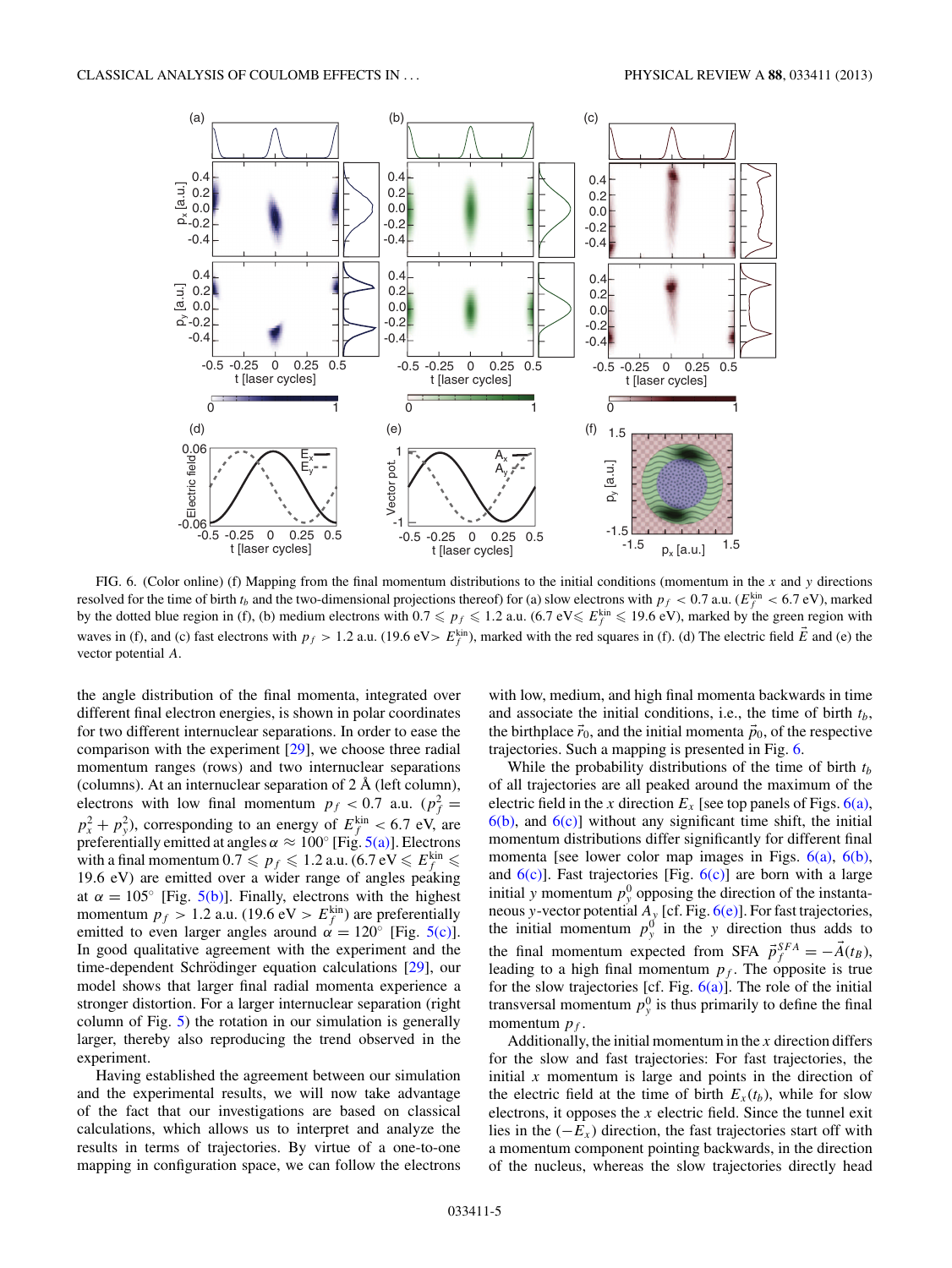FIG. 6. (Color online) (f) Mapping from the final momentum distributions to the initial conditions (momentum in the $x$ and $y$ directions resolved for the time of birth $t_b$ and the two-dimensional projections thereof) for (a) slow electrons with $p_f < 0.7$ a.u. ($E_f^{\mathrm{kin}} < 6.7$ eV), marked by the dotted blue region in (f), (b) medium electrons with $0.7 \leqslant p_f \leqslant 1.2$ a.u. (6.7 eV$\leqslant E_f^{\mathrm{kin}} \leqslant 19.6$ eV), marked by the green region with waves in (f), and (c) fast electrons with $p_f > 1.2$ a.u. (19.6 eV$> E_f^{\mathrm{kin}}$), marked with the red squares in (f). (d) The electric field $\vec{E}$ and (e) the vector potential $A$.

the angle distribution of the final momenta, integrated over different final electron energies, is shown in polar coordinates for two different internuclear separations. In order to ease the comparison with the experiment [29], we choose three radial momentum ranges (rows) and two internuclear separations (columns). At an internuclear separation of 2 Å (left column), electrons with low final momentum $p_f < 0.7$ a.u. ($p_f^2 = p_x^2 + p_y^2$), corresponding to an energy of $E_f^{\mathrm{kin}} < 6.7$ eV, are preferentially emitted at angles $\alpha \approx 100^\circ$ [Fig. 5(a)]. Electrons with a final momentum $0.7 \leqslant p_f \leqslant 1.2$ a.u. (6.7 eV $\leqslant E_f^{\mathrm{kin}} \leqslant$ 19.6 eV) are emitted over a wider range of angles peaking at $\alpha = 105^\circ$ [Fig. 5(b)]. Finally, electrons with the highest momentum $p_f > 1.2$ a.u. (19.6 eV $> E_f^{\mathrm{kin}}$) are preferentially emitted to even larger angles around $\alpha = 120^\circ$ [Fig. 5(c)]. In good qualitative agreement with the experiment and the time-dependent Schrödinger equation calculations [29], our model shows that larger final radial momenta experience a stronger distortion. For a larger internuclear separation (right column of Fig. 5) the rotation in our simulation is generally larger, thereby also reproducing the trend observed in the experiment.

Having established the agreement between our simulation and the experimental results, we will now take advantage of the fact that our investigations are based on classical calculations, which allows us to interpret and analyze the results in terms of trajectories. By virtue of a one-to-one mapping in configuration space, we can follow the electrons with low, medium, and high final momenta backwards in time and associate the initial conditions, i.e., the time of birth $t_b$, the birthplace $\vec{r}_0$, and the initial momenta $\vec{p}_0$, of the respective trajectories. Such a mapping is presented in Fig. 6.

While the probability distributions of the time of birth $t_b$ of all trajectories are all peaked around the maximum of the electric field in the $x$ direction $E_x$ [see top panels of Figs. 6(a), 6(b), and 6(c)] without any significant time shift, the initial momentum distributions differ significantly for different final momenta [see lower color map images in Figs. 6(a), 6(b), and 6(c)]. Fast trajectories [Fig. 6(c)] are born with a large initial $y$ momentum $p_y^0$ opposing the direction of the instantaneous $y$-vector potential $A_y$ [cf. Fig. 6(e)]. For fast trajectories, the initial momentum $p_y^0$ in the $y$ direction thus adds to the final momentum expected from SFA $\vec{p}_f^{SFA} = -\vec{A}(t_B)$, leading to a high final momentum $p_f$. The opposite is true for the slow trajectories [cf. Fig. 6(a)]. The role of the initial transversal momentum $p_y^0$ is thus primarily to define the final momentum $p_f$.

Additionally, the initial momentum in the $x$ direction differs for the slow and fast trajectories: For fast trajectories, the initial $x$ momentum is large and points in the direction of the electric field at the time of birth $E_x(t_b)$, while for slow electrons, it opposes the $x$ electric field. Since the tunnel exit lies in the $(-E_x)$ direction, the fast trajectories start off with a momentum component pointing backwards, in the direction of the nucleus, whereas the slow trajectories directly head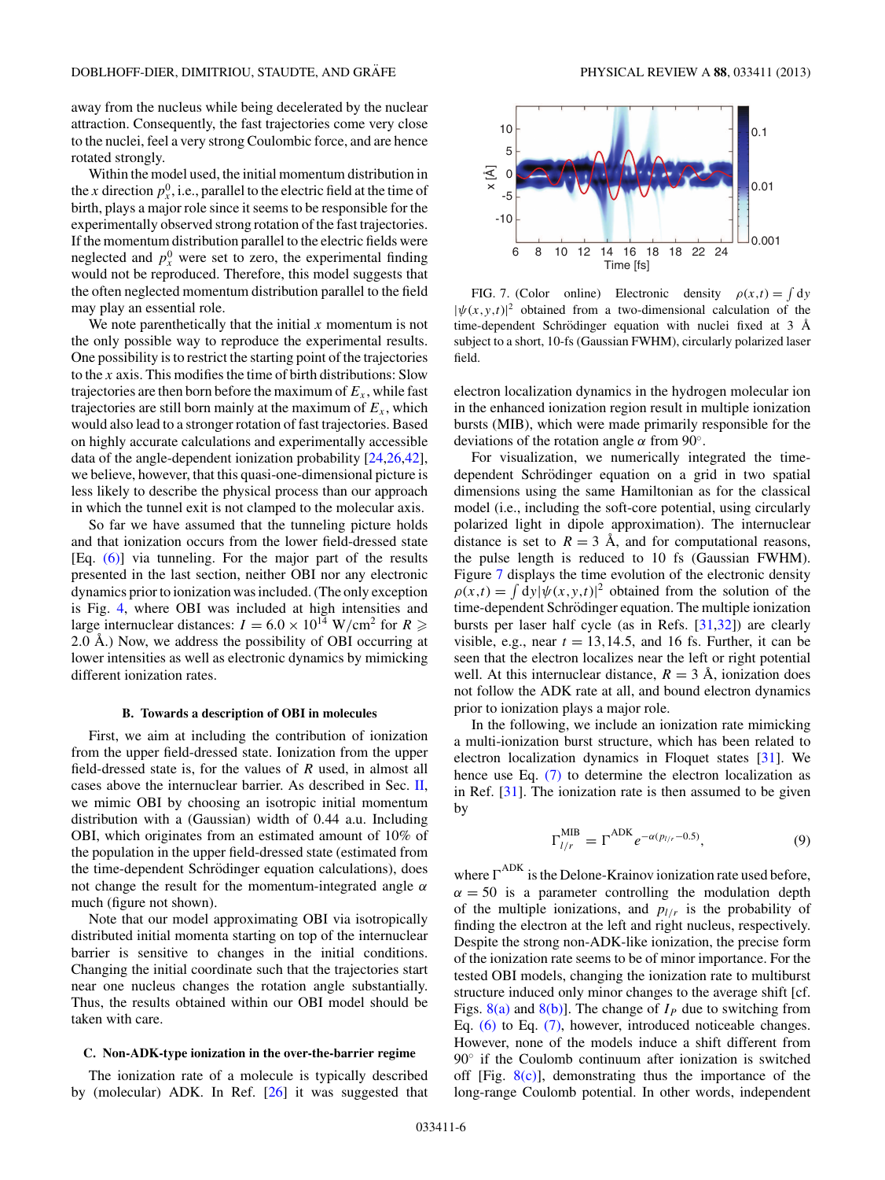away from the nucleus while being decelerated by the nuclear attraction. Consequently, the fast trajectories come very close to the nuclei, feel a very strong Coulombic force, and are hence rotated strongly.

Within the model used, the initial momentum distribution in the $x$ direction $p_x^0$, i.e., parallel to the electric field at the time of birth, plays a major role since it seems to be responsible for the experimentally observed strong rotation of the fast trajectories. If the momentum distribution parallel to the electric fields were neglected and $p_x^0$ were set to zero, the experimental finding would not be reproduced. Therefore, this model suggests that the often neglected momentum distribution parallel to the field may play an essential role.

We note parenthetically that the initial $x$ momentum is not the only possible way to reproduce the experimental results. One possibility is to restrict the starting point of the trajectories to the $x$ axis. This modifies the time of birth distributions: Slow trajectories are then born before the maximum of $E_x$, while fast trajectories are still born mainly at the maximum of $E_x$, which would also lead to a stronger rotation of fast trajectories. Based on highly accurate calculations and experimentally accessible data of the angle-dependent ionization probability [24,26,42], we believe, however, that this quasi-one-dimensional picture is less likely to describe the physical process than our approach in which the tunnel exit is not clamped to the molecular axis.

So far we have assumed that the tunneling picture holds and that ionization occurs from the lower field-dressed state [Eq. (6)] via tunneling. For the major part of the results presented in the last section, neither OBI nor any electronic dynamics prior to ionization was included. (The only exception is Fig. 4, where OBI was included at high intensities and large internuclear distances: $I = 6.0 \times 10^{14}$ W/cm$^2$ for $R \geqslant 2.0$ Å.) Now, we address the possibility of OBI occurring at lower intensities as well as electronic dynamics by mimicking different ionization rates.

### B. Towards a description of OBI in molecules

First, we aim at including the contribution of ionization from the upper field-dressed state. Ionization from the upper field-dressed state is, for the values of $R$ used, in almost all cases above the internuclear barrier. As described in Sec. II, we mimic OBI by choosing an isotropic initial momentum distribution with a (Gaussian) width of 0.44 a.u. Including OBI, which originates from an estimated amount of 10% of the population in the upper field-dressed state (estimated from the time-dependent Schrödinger equation calculations), does not change the result for the momentum-integrated angle $\alpha$ much (figure not shown).

Note that our model approximating OBI via isotropically distributed initial momenta starting on top of the internuclear barrier is sensitive to changes in the initial conditions. Changing the initial coordinate such that the trajectories start near one nucleus changes the rotation angle substantially. Thus, the results obtained within our OBI model should be taken with care.

### C. Non-ADK-type ionization in the over-the-barrier regime

The ionization rate of a molecule is typically described by (molecular) ADK. In Ref. [26] it was suggested that electron localization dynamics in the hydrogen molecular ion in the enhanced ionization region result in multiple ionization bursts (MIB), which were made primarily responsible for the deviations of the rotation angle $\alpha$ from 90°.

FIG. 7. (Color online) Electronic density $\rho(x,t) = \int dy\, |\psi(x,y,t)|^2$ obtained from a two-dimensional calculation of the time-dependent Schrödinger equation with nuclei fixed at 3 Å subject to a short, 10-fs (Gaussian FWHM), circularly polarized laser field.

For visualization, we numerically integrated the time-dependent Schrödinger equation on a grid in two spatial dimensions using the same Hamiltonian as for the classical model (i.e., including the soft-core potential, using circularly polarized light in dipole approximation). The internuclear distance is set to $R = 3$ Å, and for computational reasons, the pulse length is reduced to 10 fs (Gaussian FWHM). Figure 7 displays the time evolution of the electronic density $\rho(x,t) = \int dy |\psi(x,y,t)|^2$ obtained from the solution of the time-dependent Schrödinger equation. The multiple ionization bursts per laser half cycle (as in Refs. [31,32]) are clearly visible, e.g., near $t = 13, 14.5$, and 16 fs. Further, it can be seen that the electron localizes near the left or right potential well. At this internuclear distance, $R = 3$ Å, ionization does not follow the ADK rate at all, and bound electron dynamics prior to ionization plays a major role.

In the following, we include an ionization rate mimicking a multi-ionization burst structure, which has been related to electron localization dynamics in Floquet states [31]. We hence use Eq. (7) to determine the electron localization as in Ref. [31]. The ionization rate is then assumed to be given by

$$\Gamma_{l/r}^{\mathrm{MIB}} = \Gamma^{\mathrm{ADK}} e^{-\alpha(p_{l/r} - 0.5)}, \tag{9}$$

where $\Gamma^{\mathrm{ADK}}$ is the Delone-Krainov ionization rate used before, $\alpha = 50$ is a parameter controlling the modulation depth of the multiple ionizations, and $p_{l/r}$ is the probability of finding the electron at the left and right nucleus, respectively. Despite the strong non-ADK-like ionization, the precise form of the ionization rate seems to be of minor importance. For the tested OBI models, changing the ionization rate to multiburst structure induced only minor changes to the average shift [cf. Figs. 8(a) and 8(b)]. The change of $I_P$ due to switching from Eq. (6) to Eq. (7), however, introduced noticeable changes. However, none of the models induce a shift different from 90° if the Coulomb continuum after ionization is switched off [Fig. 8(c)], demonstrating thus the importance of the long-range Coulomb potential. In other words, independent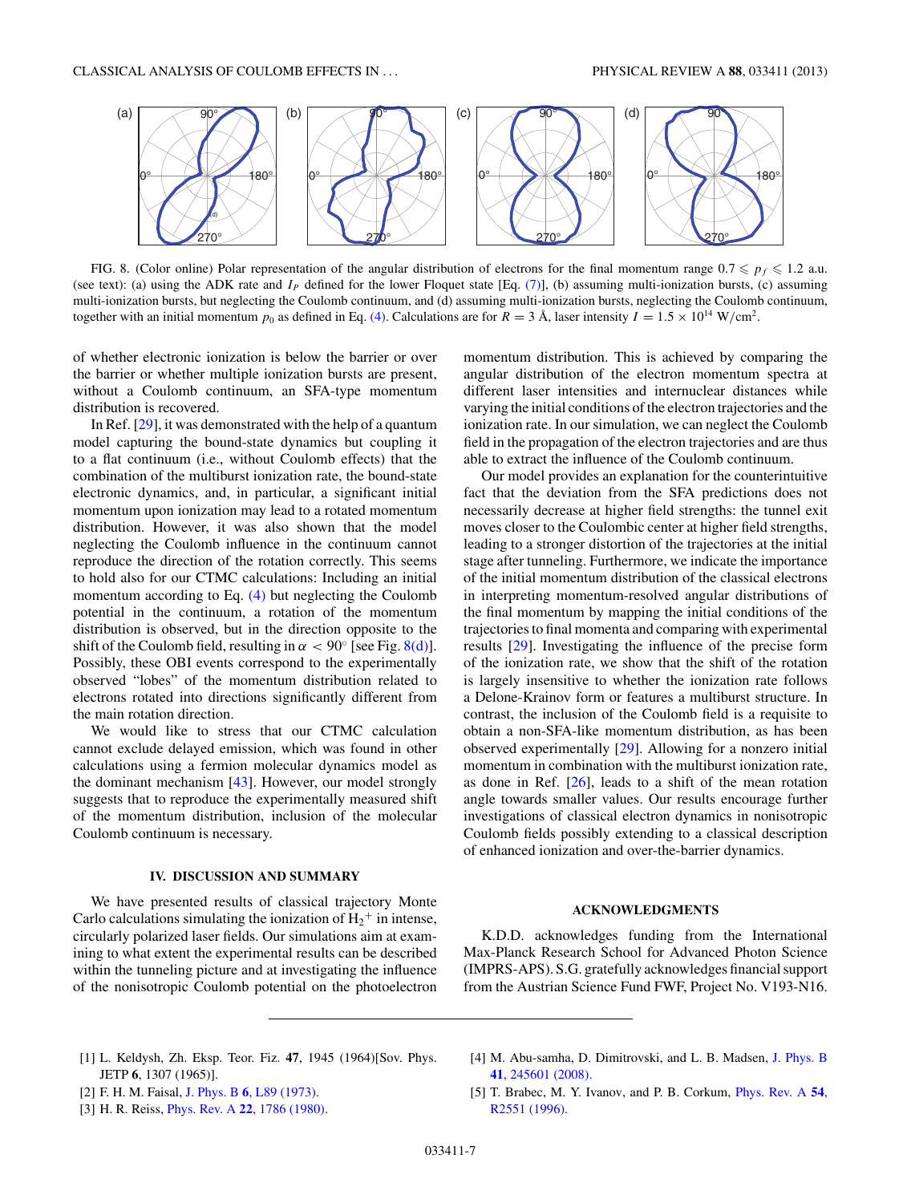(a)
90°
0°
180°
270°
(d)

(b)
90°
0°
180°
270°

(c)
90°
0°
180°
270°

(d)
90°
0°
180°
270°

FIG. 8. (Color online) Polar representation of the angular distribution of electrons for the final momentum range $0.7 \leqslant p_f \leqslant 1.2$ a.u. (see text): (a) using the ADK rate and $I_P$ defined for the lower Floquet state [Eq. (7)], (b) assuming multi-ionization bursts, (c) assuming multi-ionization bursts, but neglecting the Coulomb continuum, and (d) assuming multi-ionization bursts, neglecting the Coulomb continuum, together with an initial momentum $p_0$ as defined in Eq. (4). Calculations are for $R = 3$ Å, laser intensity $I = 1.5 \times 10^{14}$ W/cm$^2$.

of whether electronic ionization is below the barrier or over the barrier or whether multiple ionization bursts are present, without a Coulomb continuum, an SFA-type momentum distribution is recovered.

In Ref. [29], it was demonstrated with the help of a quantum model capturing the bound-state dynamics but coupling it to a flat continuum (i.e., without Coulomb effects) that the combination of the multiburst ionization rate, the bound-state electronic dynamics, and, in particular, a significant initial momentum upon ionization may lead to a rotated momentum distribution. However, it was also shown that the model neglecting the Coulomb influence in the continuum cannot reproduce the direction of the rotation correctly. This seems to hold also for our CTMC calculations: Including an initial momentum according to Eq. (4) but neglecting the Coulomb potential in the continuum, a rotation of the momentum distribution is observed, but in the direction opposite to the shift of the Coulomb field, resulting in $\alpha < 90^\circ$ [see Fig. 8(d)]. Possibly, these OBI events correspond to the experimentally observed "lobes" of the momentum distribution related to electrons rotated into directions significantly different from the main rotation direction.

We would like to stress that our CTMC calculation cannot exclude delayed emission, which was found in other calculations using a fermion molecular dynamics model as the dominant mechanism [43]. However, our model strongly suggests that to reproduce the experimentally measured shift of the momentum distribution, inclusion of the molecular Coulomb continuum is necessary.

## IV. DISCUSSION AND SUMMARY

We have presented results of classical trajectory Monte Carlo calculations simulating the ionization of $H_2^+$ in intense, circularly polarized laser fields. Our simulations aim at examining to what extent the experimental results can be described within the tunneling picture and at investigating the influence of the nonisotropic Coulomb potential on the photoelectron momentum distribution. This is achieved by comparing the angular distribution of the electron momentum spectra at different laser intensities and internuclear distances while varying the initial conditions of the electron trajectories and the ionization rate. In our simulation, we can neglect the Coulomb field in the propagation of the electron trajectories and are thus able to extract the influence of the Coulomb continuum.

Our model provides an explanation for the counterintuitive fact that the deviation from the SFA predictions does not necessarily decrease at higher field strengths: the tunnel exit moves closer to the Coulombic center at higher field strengths, leading to a stronger distortion of the trajectories at the initial stage after tunneling. Furthermore, we indicate the importance of the initial momentum distribution of the classical electrons in interpreting momentum-resolved angular distributions of the final momentum by mapping the initial conditions of the trajectories to final momenta and comparing with experimental results [29]. Investigating the influence of the precise form of the ionization rate, we show that the shift of the rotation is largely insensitive to whether the ionization rate follows a Delone-Krainov form or features a multiburst structure. In contrast, the inclusion of the Coulomb field is a requisite to obtain a non-SFA-like momentum distribution, as has been observed experimentally [29]. Allowing for a nonzero initial momentum in combination with the multiburst ionization rate, as done in Ref. [26], leads to a shift of the mean rotation angle towards smaller values. Our results encourage further investigations of classical electron dynamics in nonisotropic Coulomb fields possibly extending to a classical description of enhanced ionization and over-the-barrier dynamics.

## ACKNOWLEDGMENTS

K.D.D. acknowledges funding from the International Max-Planck Research School for Advanced Photon Science (IMPRS-APS). S.G. gratefully acknowledges financial support from the Austrian Science Fund FWF, Project No. V193-N16.

---

[1] L. Keldysh, Zh. Eksp. Teor. Fiz. **47**, 1945 (1964)[Sov. Phys. JETP **6**, 1307 (1965)].

[2] F. H. M. Faisal, J. Phys. B **6**, L89 (1973).

[3] H. R. Reiss, Phys. Rev. A **22**, 1786 (1980).

[4] M. Abu-samha, D. Dimitrovski, and L. B. Madsen, J. Phys. B **41**, 245601 (2008).

[5] T. Brabec, M. Y. Ivanov, and P. B. Corkum, Phys. Rev. A **54**, R2551 (1996).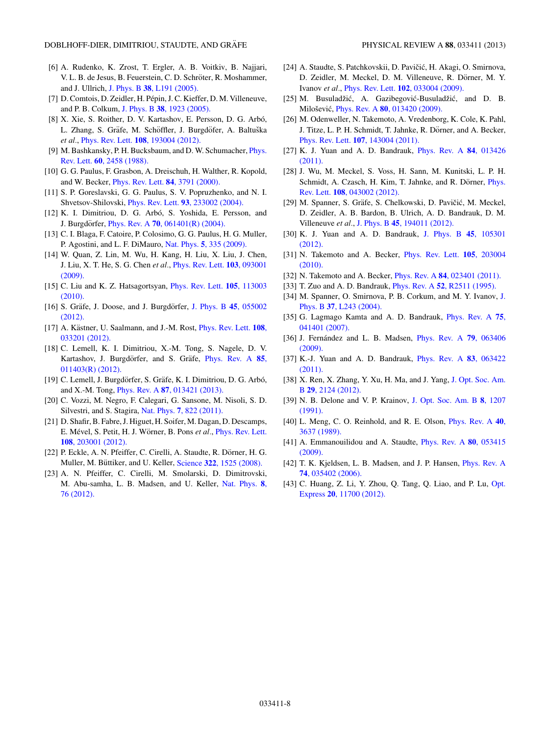[6] A. Rudenko, K. Zrost, T. Ergler, A. B. Voitkiv, B. Najjari, V. L. B. de Jesus, B. Feuerstein, C. D. Schröter, R. Moshammer, and J. Ullrich, J. Phys. B **38**, L191 (2005).

[7] D. Comtois, D. Zeidler, H. Pépin, J. C. Kieffer, D. M. Villeneuve, and P. B. Colkum, J. Phys. B **38**, 1923 (2005).

[8] X. Xie, S. Roither, D. V. Kartashov, E. Persson, D. G. Arbó, L. Zhang, S. Gräfe, M. Schöffler, J. Burgdöfer, A. Baltuška *et al.*, Phys. Rev. Lett. **108**, 193004 (2012).

[9] M. Bashkansky, P. H. Bucksbaum, and D. W. Schumacher, Phys. Rev. Lett. **60**, 2458 (1988).

[10] G. G. Paulus, F. Grasbon, A. Dreischuh, H. Walther, R. Kopold, and W. Becker, Phys. Rev. Lett. **84**, 3791 (2000).

[11] S. P. Goreslavski, G. G. Paulus, S. V. Popruzhenko, and N. I. Shvetsov-Shilovski, Phys. Rev. Lett. **93**, 233002 (2004).

[12] K. I. Dimitriou, D. G. Arbó, S. Yoshida, E. Persson, and J. Burgdörfer, Phys. Rev. A **70**, 061401(R) (2004).

[13] C. I. Blaga, F. Catoire, P. Colosimo, G. G. Paulus, H. G. Muller, P. Agostini, and L. F. DiMauro, Nat. Phys. **5**, 335 (2009).

[14] W. Quan, Z. Lin, M. Wu, H. Kang, H. Liu, X. Liu, J. Chen, J. Liu, X. T. He, S. G. Chen *et al.*, Phys. Rev. Lett. **103**, 093001 (2009).

[15] C. Liu and K. Z. Hatsagortsyan, Phys. Rev. Lett. **105**, 113003 (2010).

[16] S. Gräfe, J. Doose, and J. Burgdörfer, J. Phys. B **45**, 055002 (2012).

[17] A. Kästner, U. Saalmann, and J.-M. Rost, Phys. Rev. Lett. **108**, 033201 (2012).

[18] C. Lemell, K. I. Dimitriou, X.-M. Tong, S. Nagele, D. V. Kartashov, J. Burgdörfer, and S. Gräfe, Phys. Rev. A **85**, 011403(R) (2012).

[19] C. Lemell, J. Burgdörfer, S. Gräfe, K. I. Dimitriou, D. G. Arbó, and X.-M. Tong, Phys. Rev. A **87**, 013421 (2013).

[20] C. Vozzi, M. Negro, F. Calegari, G. Sansone, M. Nisoli, S. D. Silvestri, and S. Stagira, Nat. Phys. **7**, 822 (2011).

[21] D. Shafir, B. Fabre, J. Higuet, H. Soifer, M. Dagan, D. Descamps, E. Mével, S. Petit, H. J. Wörner, B. Pons *et al.*, Phys. Rev. Lett. **108**, 203001 (2012).

[22] P. Eckle, A. N. Pfeiffer, C. Cirelli, A. Staudte, R. Dörner, H. G. Muller, M. Büttiker, and U. Keller, Science **322**, 1525 (2008).

[23] A. N. Pfeiffer, C. Cirelli, M. Smolarski, D. Dimitrovski, M. Abu-samha, L. B. Madsen, and U. Keller, Nat. Phys. **8**, 76 (2012).

[24] A. Staudte, S. Patchkovskii, D. Pavičić, H. Akagi, O. Smirnova, D. Zeidler, M. Meckel, D. M. Villeneuve, R. Dörner, M. Y. Ivanov *et al.*, Phys. Rev. Lett. **102**, 033004 (2009).

[25] M. Busuladžić, A. Gazibegović-Busuladžić, and D. B. Milošević, Phys. Rev. A **80**, 013420 (2009).

[26] M. Odenweller, N. Takemoto, A. Vredenborg, K. Cole, K. Pahl, J. Titze, L. P. H. Schmidt, T. Jahnke, R. Dörner, and A. Becker, Phys. Rev. Lett. **107**, 143004 (2011).

[27] K. J. Yuan and A. D. Bandrauk, Phys. Rev. A **84**, 013426 (2011).

[28] J. Wu, M. Meckel, S. Voss, H. Sann, M. Kunitski, L. P. H. Schmidt, A. Czasch, H. Kim, T. Jahnke, and R. Dörner, Phys. Rev. Lett. **108**, 043002 (2012).

[29] M. Spanner, S. Gräfe, S. Chelkowski, D. Pavičić, M. Meckel, D. Zeidler, A. B. Bardon, B. Ulrich, A. D. Bandrauk, D. M. Villeneuve *et al.*, J. Phys. B **45**, 194011 (2012).

[30] K. J. Yuan and A. D. Bandrauk, J. Phys. B **45**, 105301 (2012).

[31] N. Takemoto and A. Becker, Phys. Rev. Lett. **105**, 203004 (2010).

[32] N. Takemoto and A. Becker, Phys. Rev. A **84**, 023401 (2011).

[33] T. Zuo and A. D. Bandrauk, Phys. Rev. A **52**, R2511 (1995).

[34] M. Spanner, O. Smirnova, P. B. Corkum, and M. Y. Ivanov, J. Phys. B **37**, L243 (2004).

[35] G. Lagmago Kamta and A. D. Bandrauk, Phys. Rev. A **75**, 041401 (2007).

[36] J. Fernández and L. B. Madsen, Phys. Rev. A **79**, 063406 (2009).

[37] K.-J. Yuan and A. D. Bandrauk, Phys. Rev. A **83**, 063422 (2011).

[38] X. Ren, X. Zhang, Y. Xu, H. Ma, and J. Yang, J. Opt. Soc. Am. B **29**, 2124 (2012).

[39] N. B. Delone and V. P. Krainov, J. Opt. Soc. Am. B **8**, 1207 (1991).

[40] L. Meng, C. O. Reinhold, and R. E. Olson, Phys. Rev. A **40**, 3637 (1989).

[41] A. Emmanouilidou and A. Staudte, Phys. Rev. A **80**, 053415 (2009).

[42] T. K. Kjeldsen, L. B. Madsen, and J. P. Hansen, Phys. Rev. A **74**, 035402 (2006).

[43] C. Huang, Z. Li, Y. Zhou, Q. Tang, Q. Liao, and P. Lu, Opt. Express **20**, 11700 (2012).